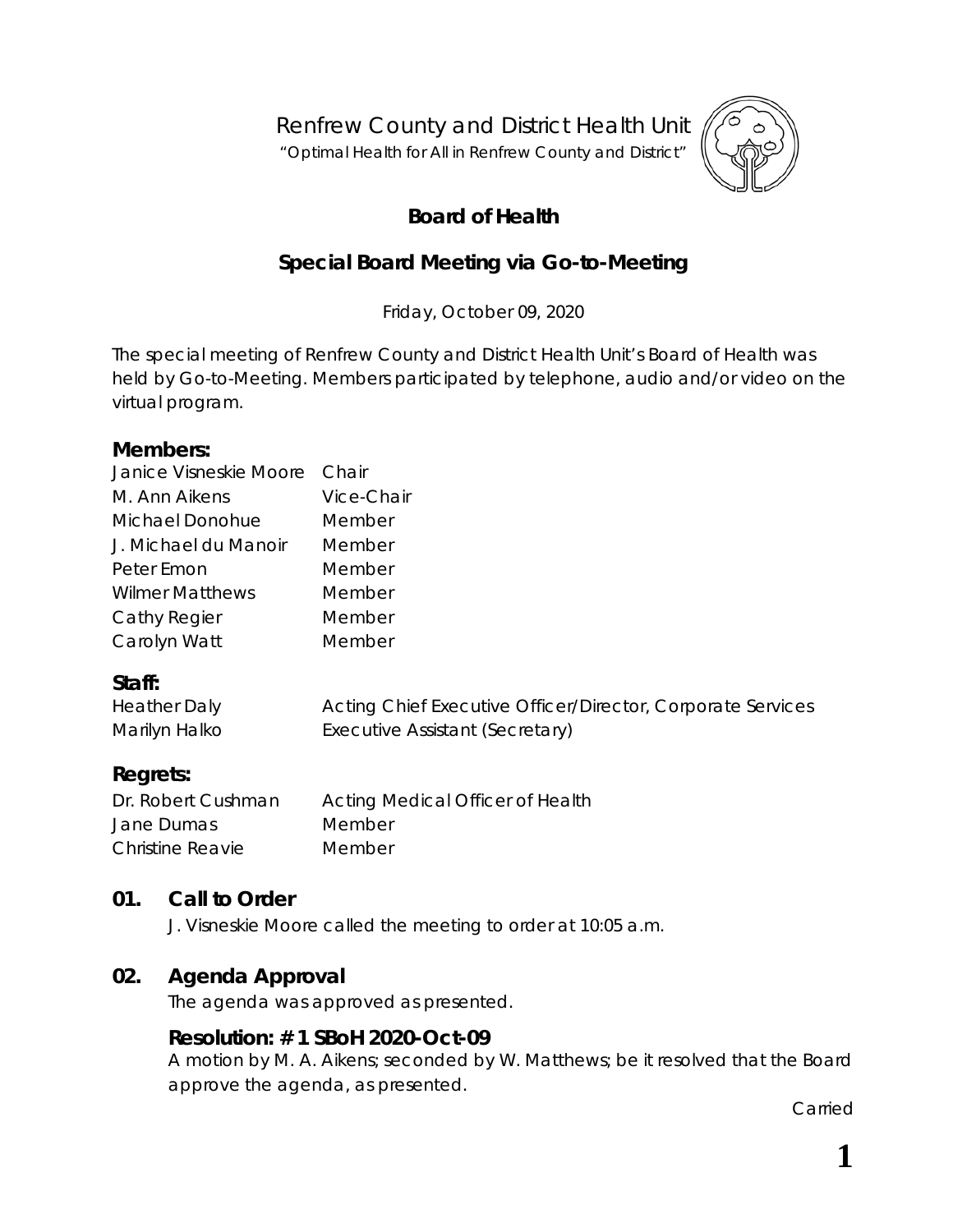# Renfrew County and District Health Unit

"Optimal Health for All in Renfrew County and District"

## Board of Health

## Special Board Meeting via Go-to-Meeting

Friday, October 09, 2020

The special meeting of Renfrew County and District Health Unit's Board of Health was held by Go-to-Meeting. Members participated by telephone, audio and/or video on the virtual program.

### Members:

| | |
|---|---|
| Janice Visneskie Moore | Chair |
| M. Ann Aikens | Vice-Chair |
| Michael Donohue | Member |
| J. Michael du Manoir | Member |
| Peter Emon | Member |
| Wilmer Matthews | Member |
| Cathy Regier | Member |
| Carolyn Watt | Member |

### Staff:

| | |
|---|---|
| Heather Daly | Acting Chief Executive Officer/Director, Corporate Services |
| Marilyn Halko | Executive Assistant (Secretary) |

### Regrets:

| | |
|---|---|
| Dr. Robert Cushman | Acting Medical Officer of Health |
| Jane Dumas | Member |
| Christine Reavie | Member |

## 01. Call to Order

J. Visneskie Moore called the meeting to order at 10:05 a.m.

## 02. Agenda Approval

The agenda was approved as presented.

### Resolution: # 1 SBoH 2020-Oct-09

A motion by M. A. Aikens; seconded by W. Matthews; be it resolved that the Board approve the agenda, as presented.

Carried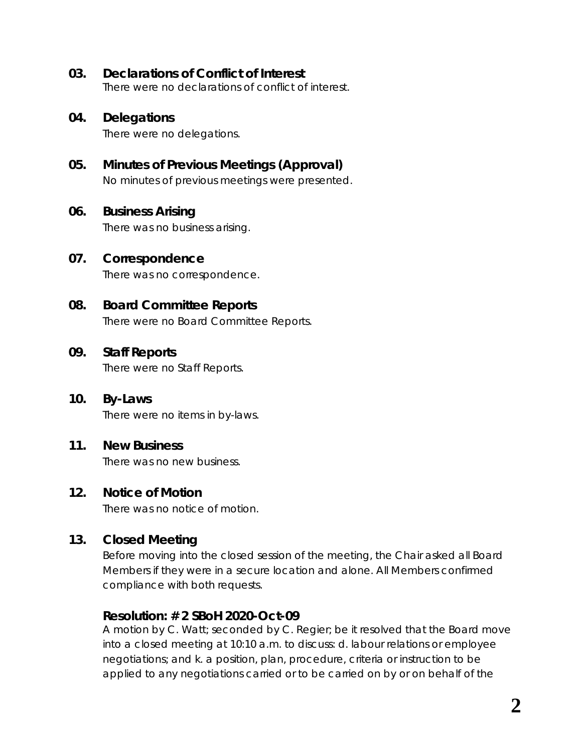## 03. Declarations of Conflict of Interest

There were no declarations of conflict of interest.

## 04. Delegations

There were no delegations.

## 05. Minutes of Previous Meetings (Approval)

No minutes of previous meetings were presented.

## 06. Business Arising

There was no business arising.

## 07. Correspondence

There was no correspondence.

## 08. Board Committee Reports

There were no Board Committee Reports.

## 09. Staff Reports

There were no Staff Reports.

## 10. By-Laws

There were no items in by-laws.

## 11. New Business

There was no new business.

## 12. Notice of Motion

There was no notice of motion.

## 13. Closed Meeting

Before moving into the closed session of the meeting, the Chair asked all Board Members if they were in a secure location and alone. All Members confirmed compliance with both requests.

### Resolution: # 2 SBoH 2020-Oct-09

A motion by C. Watt; seconded by C. Regier; be it resolved that the Board move into a closed meeting at 10:10 a.m. to discuss: d. labour relations or employee negotiations; and k. a position, plan, procedure, criteria or instruction to be applied to any negotiations carried or to be carried on by or on behalf of the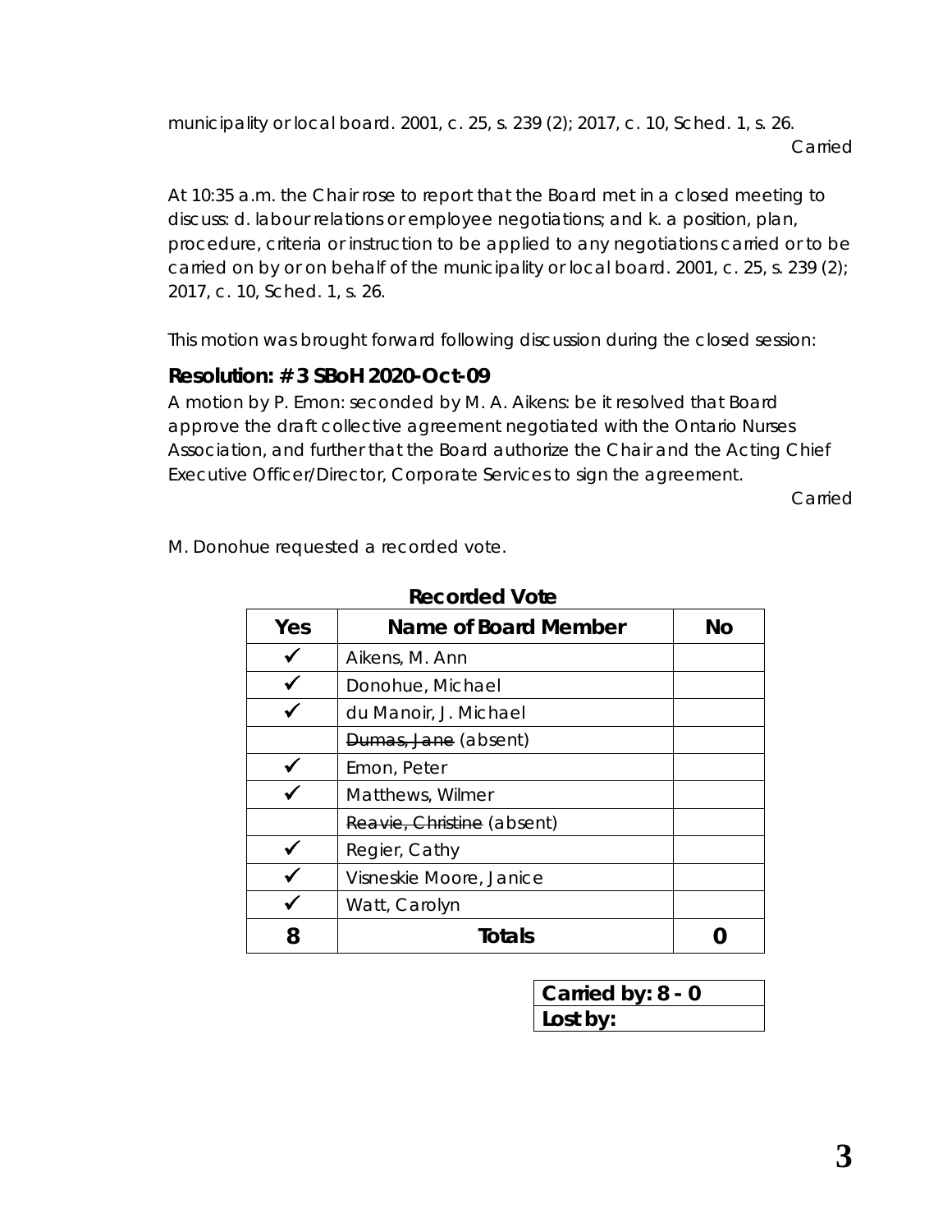municipality or local board. 2001, c. 25, s. 239 (2); 2017, c. 10, Sched. 1, s. 26.

Carried

At 10:35 a.m. the Chair rose to report that the Board met in a closed meeting to discuss: d. labour relations or employee negotiations; and k. a position, plan, procedure, criteria or instruction to be applied to any negotiations carried or to be carried on by or on behalf of the municipality or local board. 2001, c. 25, s. 239 (2); 2017, c. 10, Sched. 1, s. 26.

This motion was brought forward following discussion during the closed session:

### Resolution: # 3 SBoH 2020-Oct-09

A motion by P. Emon: seconded by M. A. Aikens: be it resolved that Board approve the draft collective agreement negotiated with the Ontario Nurses Association, and further that the Board authorize the Chair and the Acting Chief Executive Officer/Director, Corporate Services to sign the agreement.

Carried

M. Donohue requested a recorded vote.

**Recorded Vote**

| Yes | Name of Board Member | No |
|---|---|---|
| ✓ | Aikens, M. Ann | |
| ✓ | Donohue, Michael | |
| ✓ | du Manoir, J. Michael | |
| | ~~Dumas, Jane~~ (absent) | |
| ✓ | Emon, Peter | |
| ✓ | Matthews, Wilmer | |
| | ~~Reavie, Christine~~ (absent) | |
| ✓ | Regier, Cathy | |
| ✓ | Visneskie Moore, Janice | |
| ✓ | Watt, Carolyn | |
| **8** | **Totals** | **0** |

| **Carried by: 8 - 0** |
|---|
| **Lost by:** |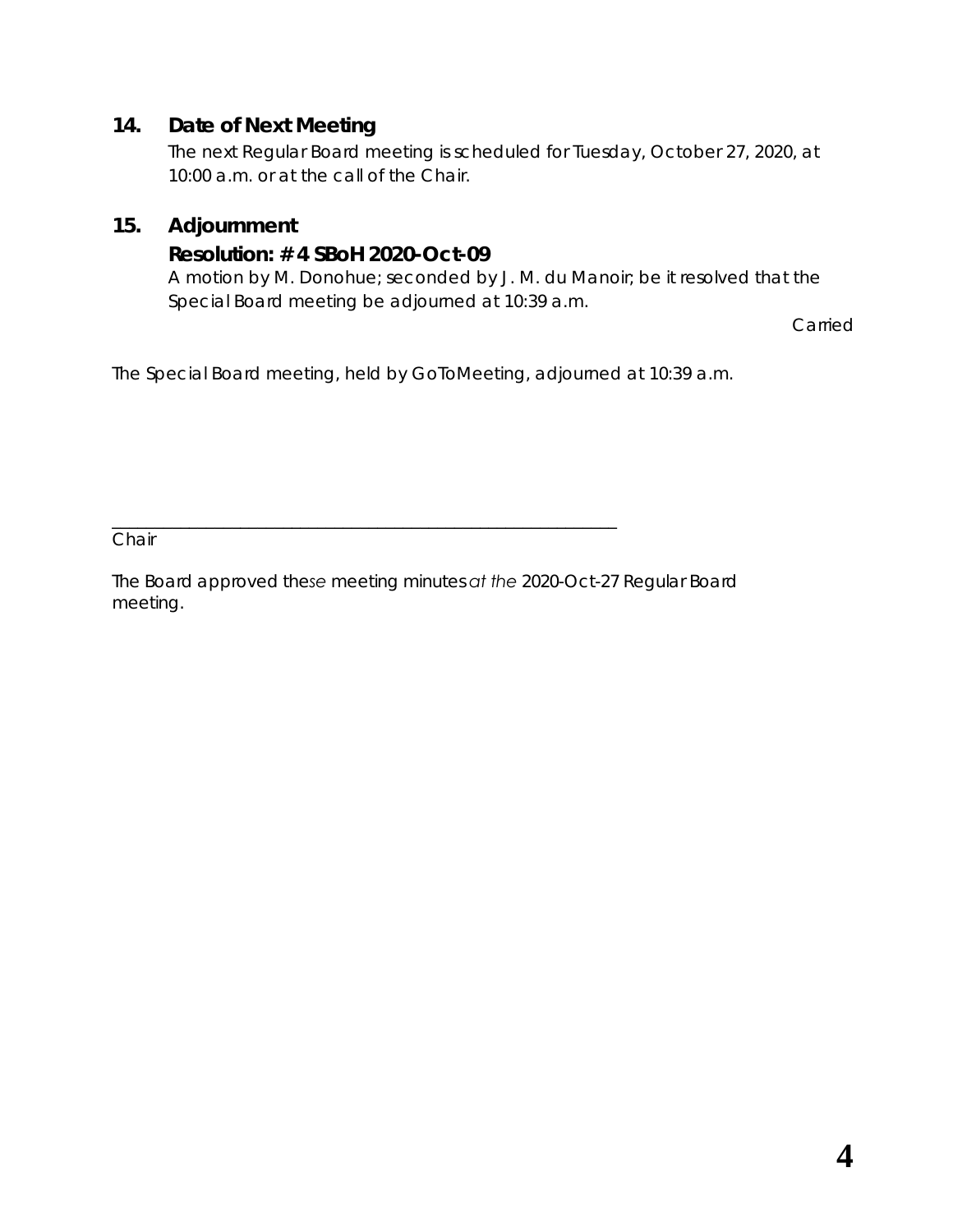## 14. Date of Next Meeting

The next Regular Board meeting is scheduled for Tuesday, October 27, 2020, at 10:00 a.m. or at the call of the Chair.

## 15. Adjournment

### Resolution: # 4 SBoH 2020-Oct-09

A motion by M. Donohue; seconded by J. M. du Manoir; be it resolved that the Special Board meeting be adjourned at 10:39 a.m.

Carried

The Special Board meeting, held by GoToMeeting, adjourned at 10:39 a.m.

\_\_\_\_\_\_\_\_\_\_\_\_\_\_\_\_\_\_\_\_\_\_\_\_\_\_\_\_\_\_\_\_\_\_\_\_\_\_\_\_\_\_\_\_\_\_\_\_\_\_\_\_\_\_

Chair

The Board approved these meeting minutes at the 2020-Oct-27 Regular Board meeting.